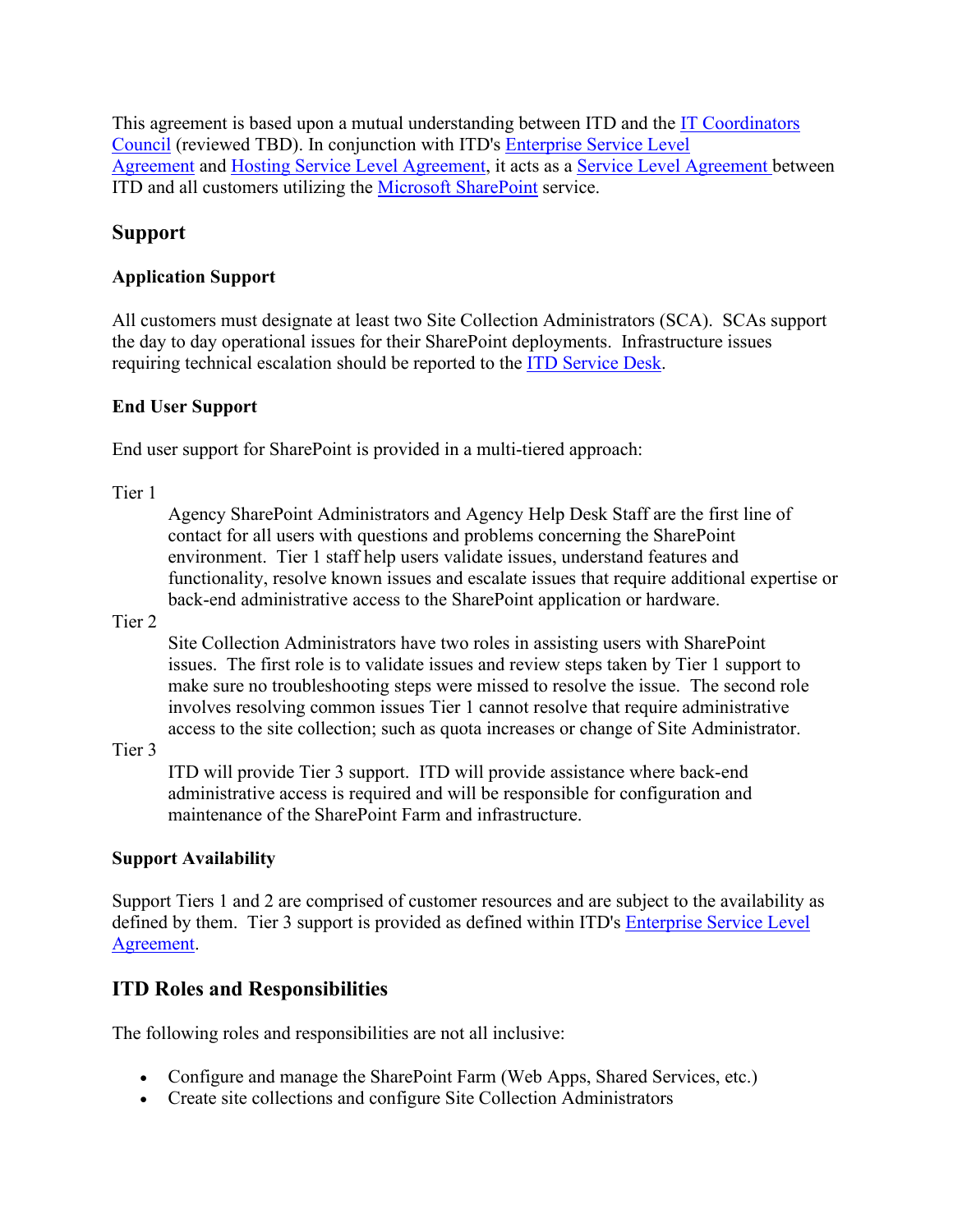This agreement is based upon a mutual understanding between ITD and the IT Coordinators Council (reviewed TBD). In conjunction with ITD's Enterprise Service Level Agreement and Hosting Service Level Agreement, it acts as a Service Level Agreement between ITD and all customers utilizing the Microsoft SharePoint service.

## Support

### Application Support

All customers must designate at least two Site Collection Administrators (SCA). SCAs support the day to day operational issues for their SharePoint deployments. Infrastructure issues requiring technical escalation should be reported to the ITD Service Desk.

### End User Support

End user support for SharePoint is provided in a multi-tiered approach:

Tier 1

Agency SharePoint Administrators and Agency Help Desk Staff are the first line of contact for all users with questions and problems concerning the SharePoint environment. Tier 1 staff help users validate issues, understand features and functionality, resolve known issues and escalate issues that require additional expertise or back-end administrative access to the SharePoint application or hardware.

Tier 2

Site Collection Administrators have two roles in assisting users with SharePoint issues. The first role is to validate issues and review steps taken by Tier 1 support to make sure no troubleshooting steps were missed to resolve the issue. The second role involves resolving common issues Tier 1 cannot resolve that require administrative access to the site collection; such as quota increases or change of Site Administrator.

Tier 3

ITD will provide Tier 3 support. ITD will provide assistance where back-end administrative access is required and will be responsible for configuration and maintenance of the SharePoint Farm and infrastructure.

### Support Availability

Support Tiers 1 and 2 are comprised of customer resources and are subject to the availability as defined by them. Tier 3 support is provided as defined within ITD's Enterprise Service Level Agreement.

## ITD Roles and Responsibilities

The following roles and responsibilities are not all inclusive:

- Configure and manage the SharePoint Farm (Web Apps, Shared Services, etc.)
- Create site collections and configure Site Collection Administrators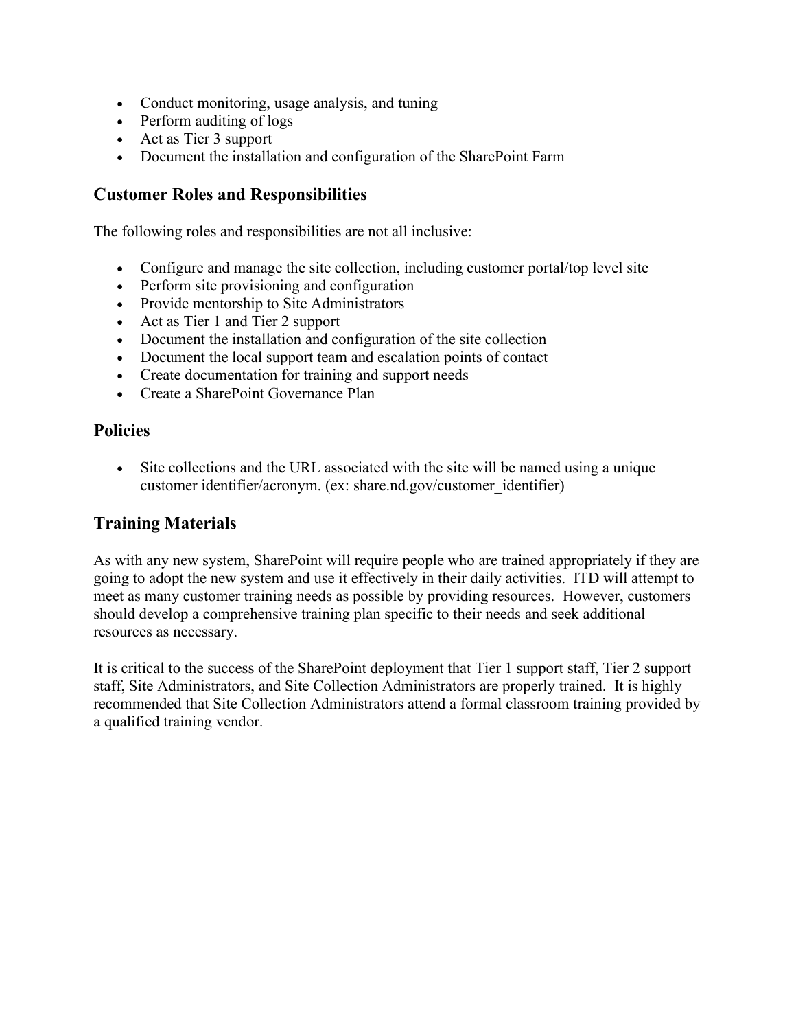- Conduct monitoring, usage analysis, and tuning
- Perform auditing of logs
- Act as Tier 3 support
- Document the installation and configuration of the SharePoint Farm

## Customer Roles and Responsibilities

The following roles and responsibilities are not all inclusive:

- Configure and manage the site collection, including customer portal/top level site
- Perform site provisioning and configuration
- Provide mentorship to Site Administrators
- Act as Tier 1 and Tier 2 support
- Document the installation and configuration of the site collection
- Document the local support team and escalation points of contact
- Create documentation for training and support needs
- Create a SharePoint Governance Plan

## Policies

- Site collections and the URL associated with the site will be named using a unique customer identifier/acronym. (ex: share.nd.gov/customer_identifier)

## Training Materials

As with any new system, SharePoint will require people who are trained appropriately if they are going to adopt the new system and use it effectively in their daily activities. ITD will attempt to meet as many customer training needs as possible by providing resources. However, customers should develop a comprehensive training plan specific to their needs and seek additional resources as necessary.

It is critical to the success of the SharePoint deployment that Tier 1 support staff, Tier 2 support staff, Site Administrators, and Site Collection Administrators are properly trained. It is highly recommended that Site Collection Administrators attend a formal classroom training provided by a qualified training vendor.